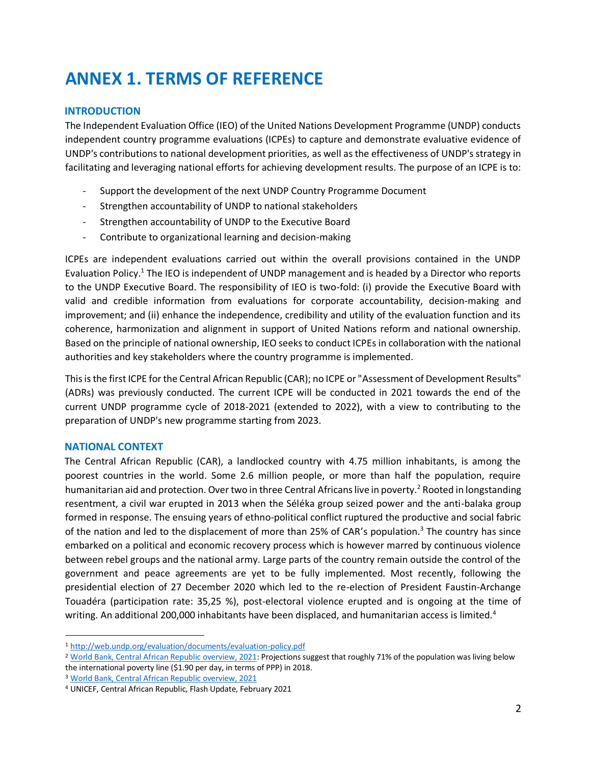# ANNEX 1. TERMS OF REFERENCE

## INTRODUCTION

The Independent Evaluation Office (IEO) of the United Nations Development Programme (UNDP) conducts independent country programme evaluations (ICPEs) to capture and demonstrate evaluative evidence of UNDP's contributions to national development priorities, as well as the effectiveness of UNDP's strategy in facilitating and leveraging national efforts for achieving development results. The purpose of an ICPE is to:

- Support the development of the next UNDP Country Programme Document
- Strengthen accountability of UNDP to national stakeholders
- Strengthen accountability of UNDP to the Executive Board
- Contribute to organizational learning and decision-making

ICPEs are independent evaluations carried out within the overall provisions contained in the UNDP Evaluation Policy.[1] The IEO is independent of UNDP management and is headed by a Director who reports to the UNDP Executive Board. The responsibility of IEO is two-fold: (i) provide the Executive Board with valid and credible information from evaluations for corporate accountability, decision-making and improvement; and (ii) enhance the independence, credibility and utility of the evaluation function and its coherence, harmonization and alignment in support of United Nations reform and national ownership. Based on the principle of national ownership, IEO seeks to conduct ICPEs in collaboration with the national authorities and key stakeholders where the country programme is implemented.

This is the first ICPE for the Central African Republic (CAR); no ICPE or "Assessment of Development Results" (ADRs) was previously conducted. The current ICPE will be conducted in 2021 towards the end of the current UNDP programme cycle of 2018-2021 (extended to 2022), with a view to contributing to the preparation of UNDP's new programme starting from 2023.

## NATIONAL CONTEXT

The Central African Republic (CAR), a landlocked country with 4.75 million inhabitants, is among the poorest countries in the world. Some 2.6 million people, or more than half the population, require humanitarian aid and protection. Over two in three Central Africans live in poverty.[2] Rooted in longstanding resentment, a civil war erupted in 2013 when the Séléka group seized power and the anti-balaka group formed in response. The ensuing years of ethno-political conflict ruptured the productive and social fabric of the nation and led to the displacement of more than 25% of CAR's population.[3] The country has since embarked on a political and economic recovery process which is however marred by continuous violence between rebel groups and the national army. Large parts of the country remain outside the control of the government and peace agreements are yet to be fully implemented. Most recently, following the presidential election of 27 December 2020 which led to the re-election of President Faustin-Archange Touadéra (participation rate: 35,25 %), post-electoral violence erupted and is ongoing at the time of writing. An additional 200,000 inhabitants have been displaced, and humanitarian access is limited.[4]

---

[1] http://web.undp.org/evaluation/documents/evaluation-policy.pdf

[2] World Bank, Central African Republic overview, 2021: Projections suggest that roughly 71% of the population was living below the international poverty line ($1.90 per day, in terms of PPP) in 2018.

[3] World Bank, Central African Republic overview, 2021

[4] UNICEF, Central African Republic, Flash Update, February 2021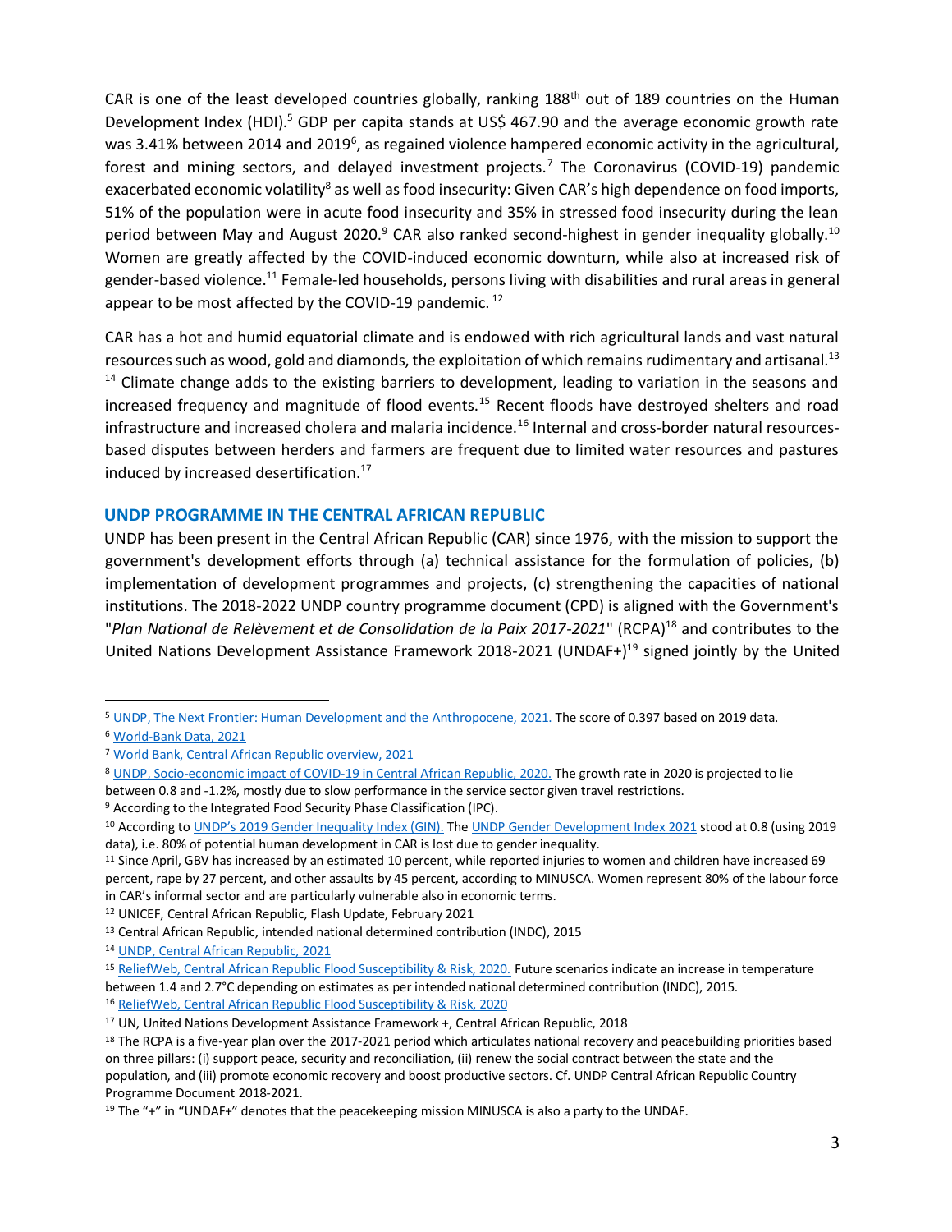CAR is one of the least developed countries globally, ranking 188th out of 189 countries on the Human Development Index (HDI).[5] GDP per capita stands at US$ 467.90 and the average economic growth rate was 3.41% between 2014 and 2019[6], as regained violence hampered economic activity in the agricultural, forest and mining sectors, and delayed investment projects.[7] The Coronavirus (COVID-19) pandemic exacerbated economic volatility[8] as well as food insecurity: Given CAR's high dependence on food imports, 51% of the population were in acute food insecurity and 35% in stressed food insecurity during the lean period between May and August 2020.[9] CAR also ranked second-highest in gender inequality globally.[10] Women are greatly affected by the COVID-induced economic downturn, while also at increased risk of gender-based violence.[11] Female-led households, persons living with disabilities and rural areas in general appear to be most affected by the COVID-19 pandemic.[12]

CAR has a hot and humid equatorial climate and is endowed with rich agricultural lands and vast natural resources such as wood, gold and diamonds, the exploitation of which remains rudimentary and artisanal.[13] [14] Climate change adds to the existing barriers to development, leading to variation in the seasons and increased frequency and magnitude of flood events.[15] Recent floods have destroyed shelters and road infrastructure and increased cholera and malaria incidence.[16] Internal and cross-border natural resources-based disputes between herders and farmers are frequent due to limited water resources and pastures induced by increased desertification.[17]

## UNDP PROGRAMME IN THE CENTRAL AFRICAN REPUBLIC

UNDP has been present in the Central African Republic (CAR) since 1976, with the mission to support the government's development efforts through (a) technical assistance for the formulation of policies, (b) implementation of development programmes and projects, (c) strengthening the capacities of national institutions. The 2018-2022 UNDP country programme document (CPD) is aligned with the Government's "*Plan National de Relèvement et de Consolidation de la Paix 2017-2021*" (RCPA)[18] and contributes to the United Nations Development Assistance Framework 2018-2021 (UNDAF+)[19] signed jointly by the United

---

[5] UNDP, The Next Frontier: Human Development and the Anthropocene, 2021. The score of 0.397 based on 2019 data.

[6] World-Bank Data, 2021

[7] World Bank, Central African Republic overview, 2021

[8] UNDP, Socio-economic impact of COVID-19 in Central African Republic, 2020. The growth rate in 2020 is projected to lie between 0.8 and -1.2%, mostly due to slow performance in the service sector given travel restrictions.

[9] According to the Integrated Food Security Phase Classification (IPC).

[10] According to UNDP's 2019 Gender Inequality Index (GIN). The UNDP Gender Development Index 2021 stood at 0.8 (using 2019 data), i.e. 80% of potential human development in CAR is lost due to gender inequality.

[11] Since April, GBV has increased by an estimated 10 percent, while reported injuries to women and children have increased 69 percent, rape by 27 percent, and other assaults by 45 percent, according to MINUSCA. Women represent 80% of the labour force in CAR's informal sector and are particularly vulnerable also in economic terms.

[12] UNICEF, Central African Republic, Flash Update, February 2021

[13] Central African Republic, intended national determined contribution (INDC), 2015

[14] UNDP, Central African Republic, 2021

[15] ReliefWeb, Central African Republic Flood Susceptibility & Risk, 2020. Future scenarios indicate an increase in temperature between 1.4 and 2.7°C depending on estimates as per intended national determined contribution (INDC), 2015.

[16] ReliefWeb, Central African Republic Flood Susceptibility & Risk, 2020

[17] UN, United Nations Development Assistance Framework +, Central African Republic, 2018

[18] The RCPA is a five-year plan over the 2017-2021 period which articulates national recovery and peacebuilding priorities based on three pillars: (i) support peace, security and reconciliation, (ii) renew the social contract between the state and the population, and (iii) promote economic recovery and boost productive sectors. Cf. UNDP Central African Republic Country Programme Document 2018-2021.

[19] The "+" in "UNDAF+" denotes that the peacekeeping mission MINUSCA is also a party to the UNDAF.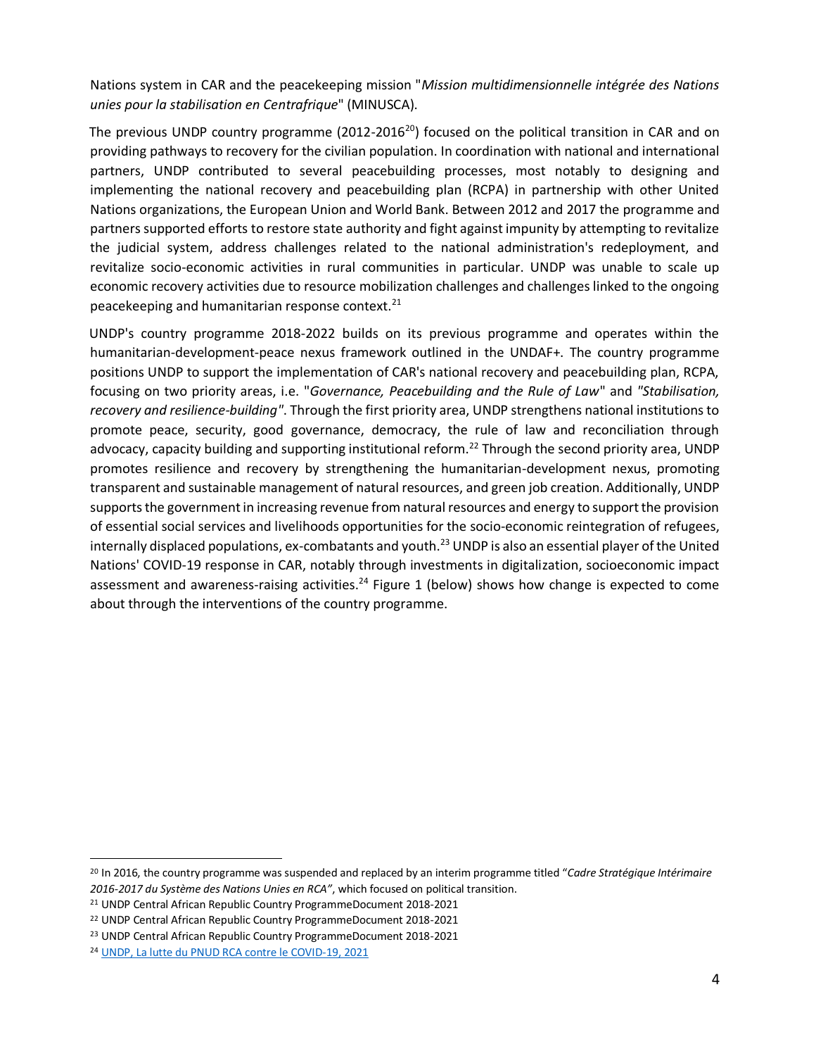Nations system in CAR and the peacekeeping mission "*Mission multidimensionnelle intégrée des Nations unies pour la stabilisation en Centrafrique*" (MINUSCA).

The previous UNDP country programme (2012-2016[20]) focused on the political transition in CAR and on providing pathways to recovery for the civilian population. In coordination with national and international partners, UNDP contributed to several peacebuilding processes, most notably to designing and implementing the national recovery and peacebuilding plan (RCPA) in partnership with other United Nations organizations, the European Union and World Bank. Between 2012 and 2017 the programme and partners supported efforts to restore state authority and fight against impunity by attempting to revitalize the judicial system, address challenges related to the national administration's redeployment, and revitalize socio-economic activities in rural communities in particular. UNDP was unable to scale up economic recovery activities due to resource mobilization challenges and challenges linked to the ongoing peacekeeping and humanitarian response context.[21]

UNDP's country programme 2018-2022 builds on its previous programme and operates within the humanitarian-development-peace nexus framework outlined in the UNDAF+. The country programme positions UNDP to support the implementation of CAR's national recovery and peacebuilding plan, RCPA, focusing on two priority areas, i.e. "*Governance, Peacebuilding and the Rule of Law*" and *"Stabilisation, recovery and resilience-building"*. Through the first priority area, UNDP strengthens national institutions to promote peace, security, good governance, democracy, the rule of law and reconciliation through advocacy, capacity building and supporting institutional reform.[22] Through the second priority area, UNDP promotes resilience and recovery by strengthening the humanitarian-development nexus, promoting transparent and sustainable management of natural resources, and green job creation. Additionally, UNDP supports the government in increasing revenue from natural resources and energy to support the provision of essential social services and livelihoods opportunities for the socio-economic reintegration of refugees, internally displaced populations, ex-combatants and youth.[23] UNDP is also an essential player of the United Nations' COVID-19 response in CAR, notably through investments in digitalization, socioeconomic impact assessment and awareness-raising activities.[24] Figure 1 (below) shows how change is expected to come about through the interventions of the country programme.

---

[20] In 2016, the country programme was suspended and replaced by an interim programme titled "*Cadre Stratégique Intérimaire 2016-2017 du Système des Nations Unies en RCA"*, which focused on political transition.

[21] UNDP Central African Republic Country ProgrammeDocument 2018-2021

[22] UNDP Central African Republic Country ProgrammeDocument 2018-2021

[23] UNDP Central African Republic Country ProgrammeDocument 2018-2021

[24] UNDP, La lutte du PNUD RCA contre le COVID-19, 2021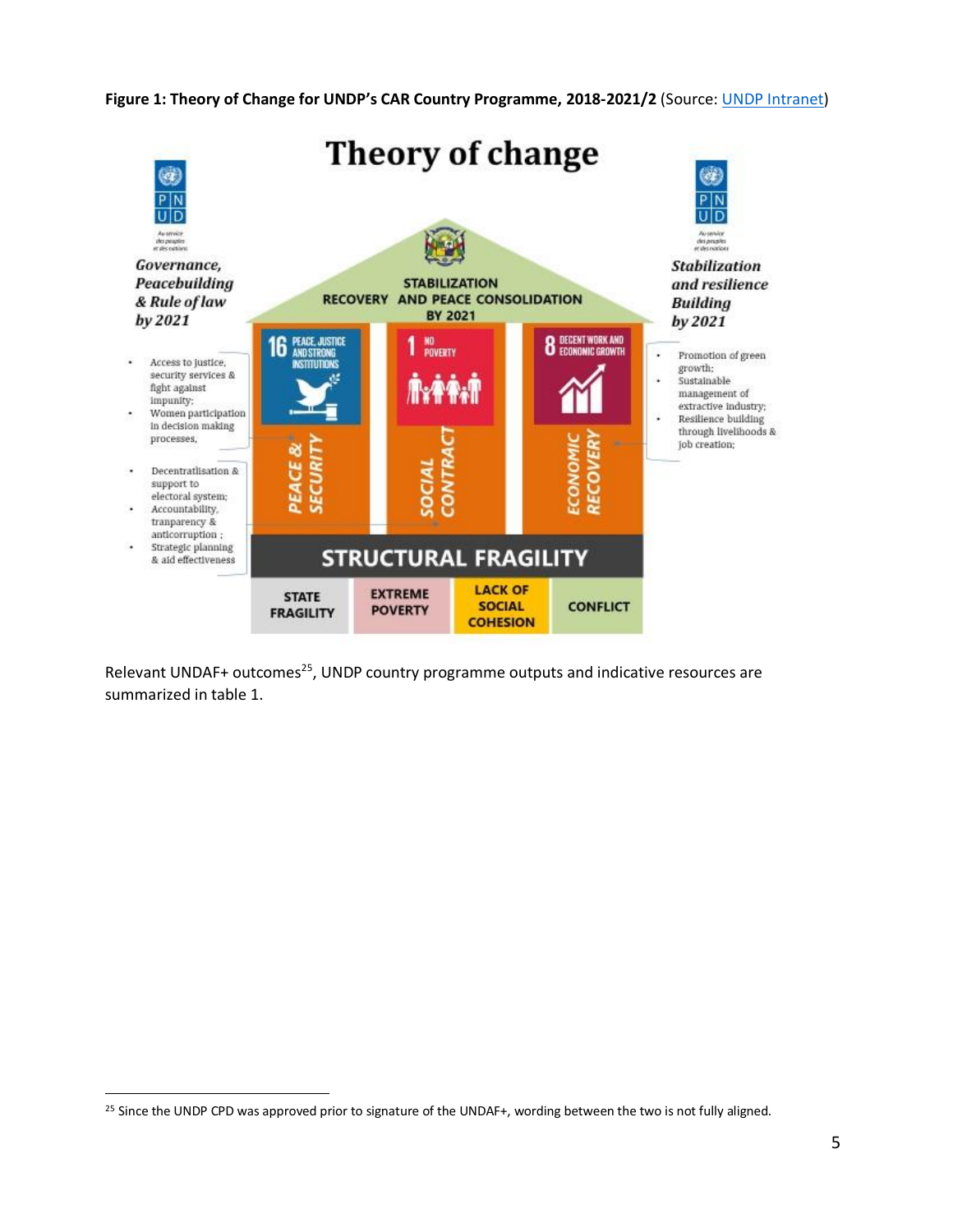**Figure 1: Theory of Change for UNDP's CAR Country Programme, 2018-2021/2** (Source: UNDP Intranet)

# Theory of change

PNUD — Au service des peuples et des nations

**STABILIZATION RECOVERY AND PEACE CONSOLIDATION BY 2021**

*Governance, Peacebuilding & Rule of law by 2021*

- Access to justice, security services & fight against impunity;
- Women participation in decision making processes,

- Decentralisation & support to electoral system;
- Accountability, tranparency & anticorruption ;
- Strategic planning & aid effectiveness

*Stabilization and resilience Building by 2021*

- Promotion of green growth;
- Sustainable management of extractive industry;
- Resilience building through livelihoods & job creation;

16 PEACE, JUSTICE AND STRONG INSTITUTIONS — PEACE & SECURITY

1 NO POVERTY — SOCIAL CONTRACT

8 DECENT WORK AND ECONOMIC GROWTH — ECONOMIC RECOVERY

**STRUCTURAL FRAGILITY**

| STATE FRAGILITY | EXTREME POVERTY | LACK OF SOCIAL COHESION | CONFLICT |
|---|---|---|---|

Relevant UNDAF+ outcomes[25], UNDP country programme outputs and indicative resources are summarized in table 1.

[25] Since the UNDP CPD was approved prior to signature of the UNDAF+, wording between the two is not fully aligned.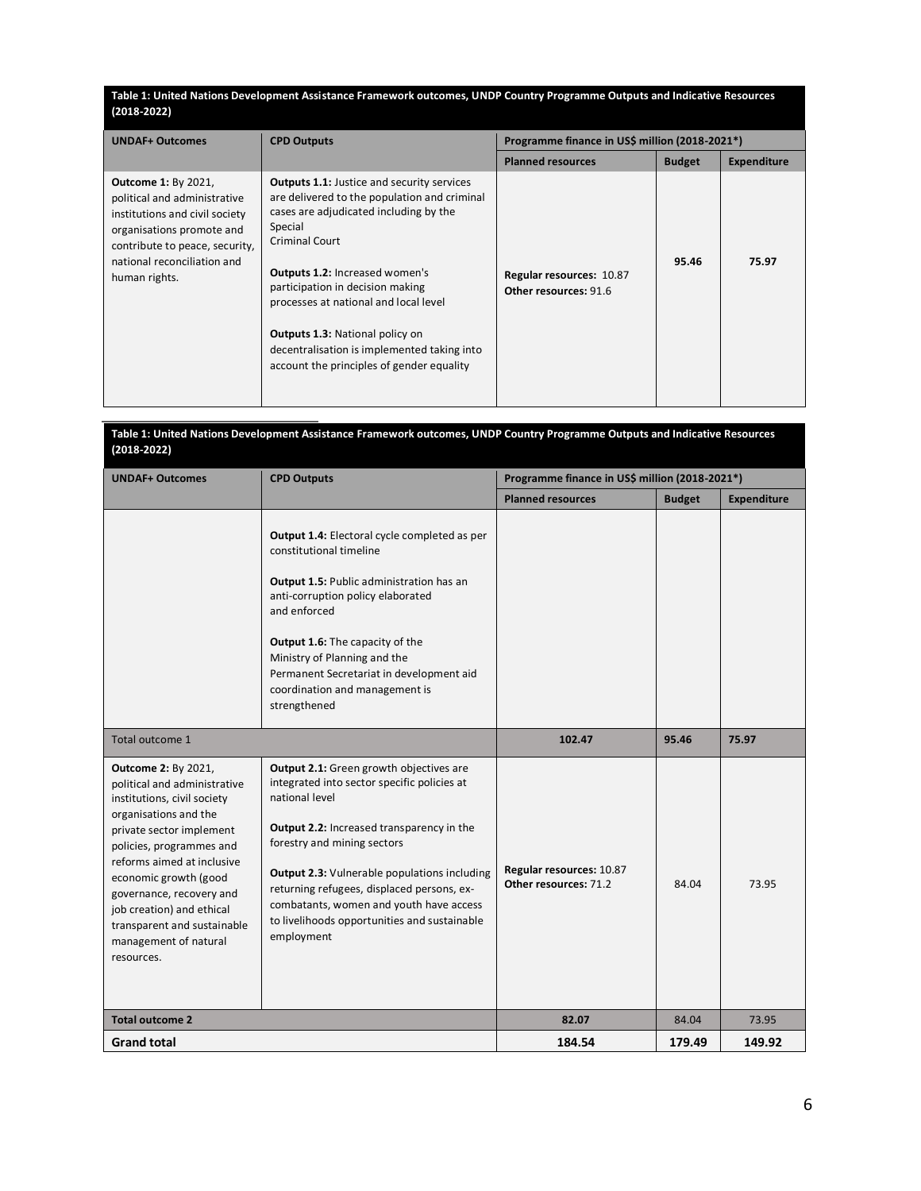**Table 1: United Nations Development Assistance Framework outcomes, UNDP Country Programme Outputs and Indicative Resources (2018-2022)**

| UNDAF+ Outcomes | CPD Outputs | Programme finance in US$ million (2018-2021*) | | |
|---|---|---|---|---|
| | | **Planned resources** | **Budget** | **Expenditure** |
| **Outcome 1:** By 2021, political and administrative institutions and civil society organisations promote and contribute to peace, security, national reconciliation and human rights. | **Outputs 1.1:** Justice and security services are delivered to the population and criminal cases are adjudicated including by the Special Criminal Court<br><br>**Outputs 1.2:** Increased women's participation in decision making processes at national and local level<br><br>**Outputs 1.3:** National policy on decentralisation is implemented taking into account the principles of gender equality<br><br>**Output 1.4:** Electoral cycle completed as per constitutional timeline<br><br>**Output 1.5:** Public administration has an anti-corruption policy elaborated and enforced<br><br>**Output 1.6:** The capacity of the Ministry of Planning and the Permanent Secretariat in development aid coordination and management is strengthened | **Regular resources:** 10.87<br>**Other resources:** 91.6 | **95.46** | **75.97** |
| Total outcome 1 | | **102.47** | **95.46** | **75.97** |
| **Outcome 2:** By 2021, political and administrative institutions, civil society organisations and the private sector implement policies, programmes and reforms aimed at inclusive economic growth (good governance, recovery and job creation) and ethical transparent and sustainable management of natural resources. | **Output 2.1:** Green growth objectives are integrated into sector specific policies at national level<br><br>**Output 2.2:** Increased transparency in the forestry and mining sectors<br><br>**Output 2.3:** Vulnerable populations including returning refugees, displaced persons, ex-combatants, women and youth have access to livelihoods opportunities and sustainable employment | **Regular resources:** 10.87<br>**Other resources:** 71.2 | 84.04 | 73.95 |
| **Total outcome 2** | | **82.07** | 84.04 | 73.95 |
| **Grand total** | | **184.54** | **179.49** | **149.92** |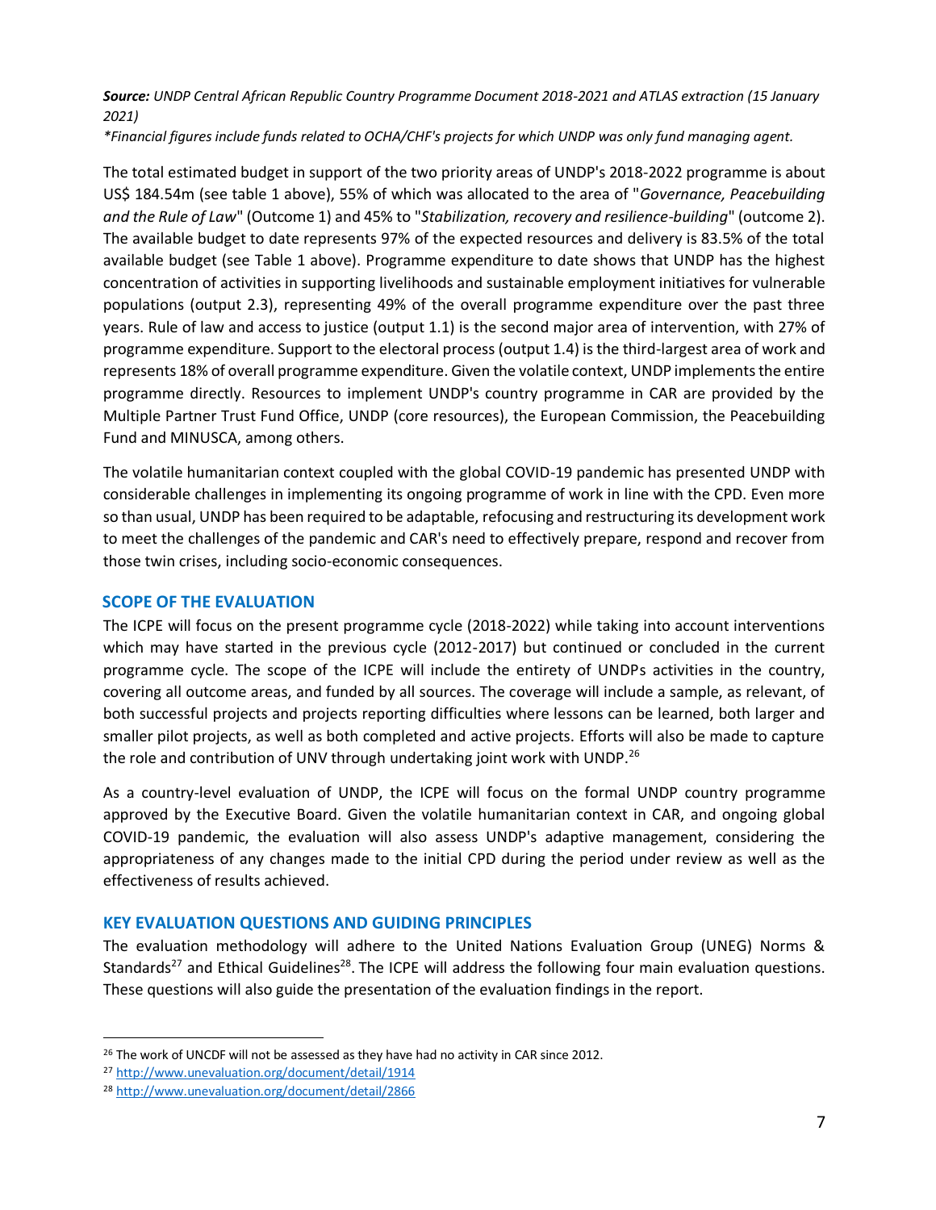***Source:** UNDP Central African Republic Country Programme Document 2018-2021 and ATLAS extraction (15 January 2021)*

**Financial figures include funds related to OCHA/CHF's projects for which UNDP was only fund managing agent.*

The total estimated budget in support of the two priority areas of UNDP's 2018-2022 programme is about US$ 184.54m (see table 1 above), 55% of which was allocated to the area of "*Governance, Peacebuilding and the Rule of Law*" (Outcome 1) and 45% to "*Stabilization, recovery and resilience-building*" (outcome 2). The available budget to date represents 97% of the expected resources and delivery is 83.5% of the total available budget (see Table 1 above). Programme expenditure to date shows that UNDP has the highest concentration of activities in supporting livelihoods and sustainable employment initiatives for vulnerable populations (output 2.3), representing 49% of the overall programme expenditure over the past three years. Rule of law and access to justice (output 1.1) is the second major area of intervention, with 27% of programme expenditure. Support to the electoral process (output 1.4) is the third-largest area of work and represents 18% of overall programme expenditure. Given the volatile context, UNDP implements the entire programme directly. Resources to implement UNDP's country programme in CAR are provided by the Multiple Partner Trust Fund Office, UNDP (core resources), the European Commission, the Peacebuilding Fund and MINUSCA, among others.

The volatile humanitarian context coupled with the global COVID-19 pandemic has presented UNDP with considerable challenges in implementing its ongoing programme of work in line with the CPD. Even more so than usual, UNDP has been required to be adaptable, refocusing and restructuring its development work to meet the challenges of the pandemic and CAR's need to effectively prepare, respond and recover from those twin crises, including socio-economic consequences.

## SCOPE OF THE EVALUATION

The ICPE will focus on the present programme cycle (2018-2022) while taking into account interventions which may have started in the previous cycle (2012-2017) but continued or concluded in the current programme cycle. The scope of the ICPE will include the entirety of UNDPs activities in the country, covering all outcome areas, and funded by all sources. The coverage will include a sample, as relevant, of both successful projects and projects reporting difficulties where lessons can be learned, both larger and smaller pilot projects, as well as both completed and active projects. Efforts will also be made to capture the role and contribution of UNV through undertaking joint work with UNDP.[26]

As a country-level evaluation of UNDP, the ICPE will focus on the formal UNDP country programme approved by the Executive Board. Given the volatile humanitarian context in CAR, and ongoing global COVID-19 pandemic, the evaluation will also assess UNDP's adaptive management, considering the appropriateness of any changes made to the initial CPD during the period under review as well as the effectiveness of results achieved.

## KEY EVALUATION QUESTIONS AND GUIDING PRINCIPLES

The evaluation methodology will adhere to the United Nations Evaluation Group (UNEG) Norms & Standards[27] and Ethical Guidelines[28]. The ICPE will address the following four main evaluation questions. These questions will also guide the presentation of the evaluation findings in the report.

---

[26] The work of UNCDF will not be assessed as they have had no activity in CAR since 2012.

[27] http://www.unevaluation.org/document/detail/1914

[28] http://www.unevaluation.org/document/detail/2866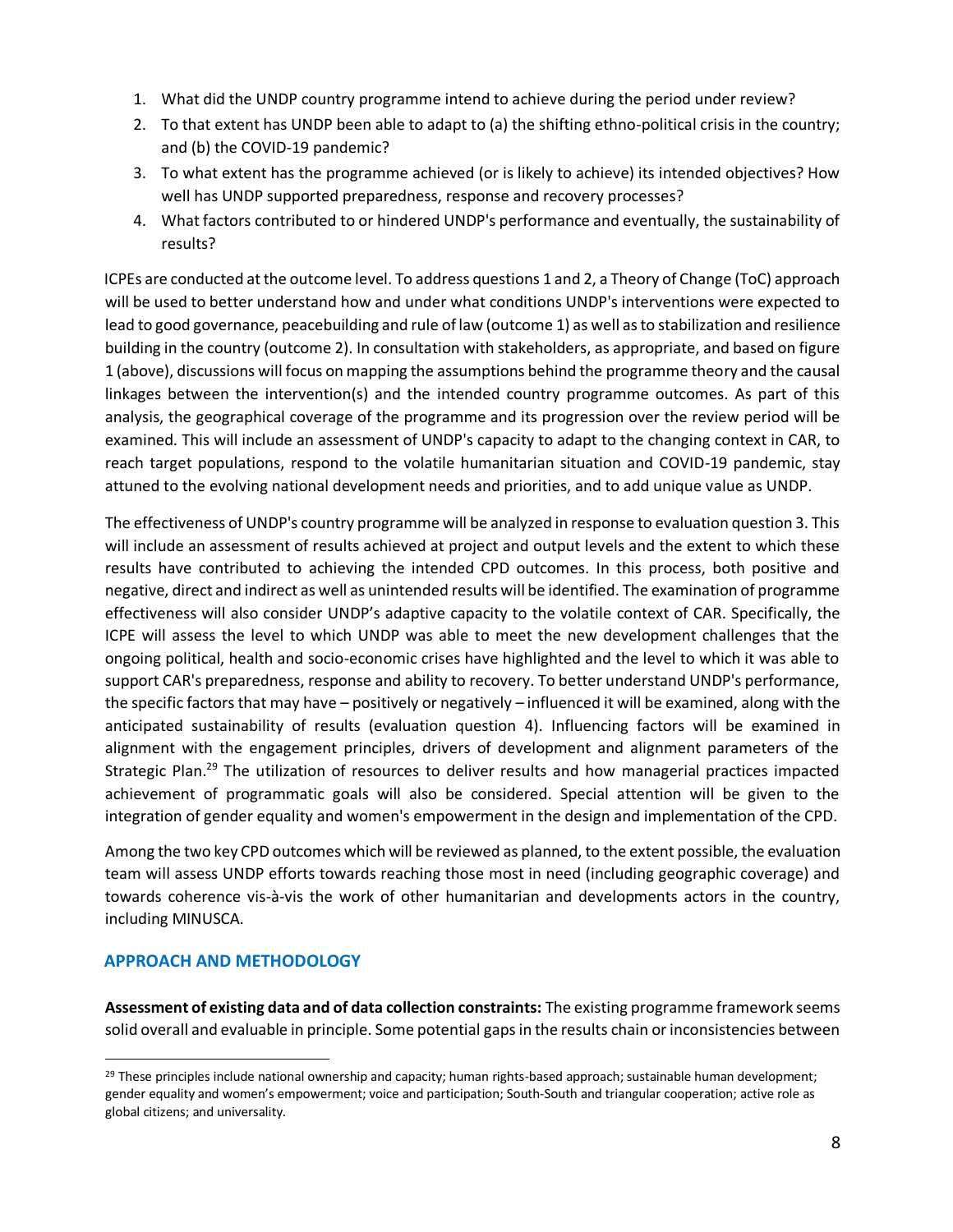1. What did the UNDP country programme intend to achieve during the period under review?
2. To that extent has UNDP been able to adapt to (a) the shifting ethno-political crisis in the country; and (b) the COVID-19 pandemic?
3. To what extent has the programme achieved (or is likely to achieve) its intended objectives? How well has UNDP supported preparedness, response and recovery processes?
4. What factors contributed to or hindered UNDP's performance and eventually, the sustainability of results?

ICPEs are conducted at the outcome level. To address questions 1 and 2, a Theory of Change (ToC) approach will be used to better understand how and under what conditions UNDP's interventions were expected to lead to good governance, peacebuilding and rule of law (outcome 1) as well as to stabilization and resilience building in the country (outcome 2). In consultation with stakeholders, as appropriate, and based on figure 1 (above), discussions will focus on mapping the assumptions behind the programme theory and the causal linkages between the intervention(s) and the intended country programme outcomes. As part of this analysis, the geographical coverage of the programme and its progression over the review period will be examined. This will include an assessment of UNDP's capacity to adapt to the changing context in CAR, to reach target populations, respond to the volatile humanitarian situation and COVID-19 pandemic, stay attuned to the evolving national development needs and priorities, and to add unique value as UNDP.

The effectiveness of UNDP's country programme will be analyzed in response to evaluation question 3. This will include an assessment of results achieved at project and output levels and the extent to which these results have contributed to achieving the intended CPD outcomes. In this process, both positive and negative, direct and indirect as well as unintended results will be identified. The examination of programme effectiveness will also consider UNDP's adaptive capacity to the volatile context of CAR. Specifically, the ICPE will assess the level to which UNDP was able to meet the new development challenges that the ongoing political, health and socio-economic crises have highlighted and the level to which it was able to support CAR's preparedness, response and ability to recovery. To better understand UNDP's performance, the specific factors that may have – positively or negatively – influenced it will be examined, along with the anticipated sustainability of results (evaluation question 4). Influencing factors will be examined in alignment with the engagement principles, drivers of development and alignment parameters of the Strategic Plan.[29] The utilization of resources to deliver results and how managerial practices impacted achievement of programmatic goals will also be considered. Special attention will be given to the integration of gender equality and women's empowerment in the design and implementation of the CPD.

Among the two key CPD outcomes which will be reviewed as planned, to the extent possible, the evaluation team will assess UNDP efforts towards reaching those most in need (including geographic coverage) and towards coherence vis-à-vis the work of other humanitarian and developments actors in the country, including MINUSCA.

## APPROACH AND METHODOLOGY

**Assessment of existing data and of data collection constraints:** The existing programme framework seems solid overall and evaluable in principle. Some potential gaps in the results chain or inconsistencies between

[29] These principles include national ownership and capacity; human rights-based approach; sustainable human development; gender equality and women's empowerment; voice and participation; South-South and triangular cooperation; active role as global citizens; and universality.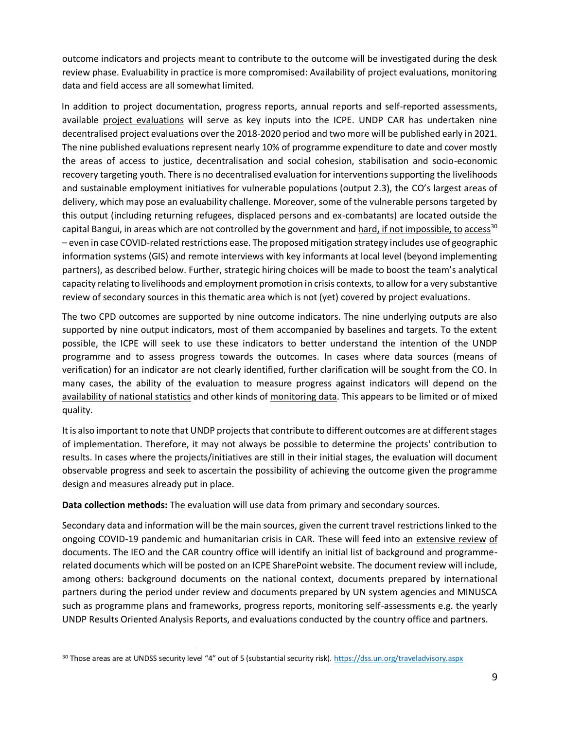outcome indicators and projects meant to contribute to the outcome will be investigated during the desk review phase. Evaluability in practice is more compromised: Availability of project evaluations, monitoring data and field access are all somewhat limited.

In addition to project documentation, progress reports, annual reports and self-reported assessments, available project evaluations will serve as key inputs into the ICPE. UNDP CAR has undertaken nine decentralised project evaluations over the 2018-2020 period and two more will be published early in 2021. The nine published evaluations represent nearly 10% of programme expenditure to date and cover mostly the areas of access to justice, decentralisation and social cohesion, stabilisation and socio-economic recovery targeting youth. There is no decentralised evaluation for interventions supporting the livelihoods and sustainable employment initiatives for vulnerable populations (output 2.3), the CO's largest areas of delivery, which may pose an evaluability challenge. Moreover, some of the vulnerable persons targeted by this output (including returning refugees, displaced persons and ex-combatants) are located outside the capital Bangui, in areas which are not controlled by the government and hard, if not impossible, to access[30] – even in case COVID-related restrictions ease. The proposed mitigation strategy includes use of geographic information systems (GIS) and remote interviews with key informants at local level (beyond implementing partners), as described below. Further, strategic hiring choices will be made to boost the team's analytical capacity relating to livelihoods and employment promotion in crisis contexts, to allow for a very substantive review of secondary sources in this thematic area which is not (yet) covered by project evaluations.

The two CPD outcomes are supported by nine outcome indicators. The nine underlying outputs are also supported by nine output indicators, most of them accompanied by baselines and targets. To the extent possible, the ICPE will seek to use these indicators to better understand the intention of the UNDP programme and to assess progress towards the outcomes. In cases where data sources (means of verification) for an indicator are not clearly identified, further clarification will be sought from the CO. In many cases, the ability of the evaluation to measure progress against indicators will depend on the availability of national statistics and other kinds of monitoring data. This appears to be limited or of mixed quality.

It is also important to note that UNDP projects that contribute to different outcomes are at different stages of implementation. Therefore, it may not always be possible to determine the projects' contribution to results. In cases where the projects/initiatives are still in their initial stages, the evaluation will document observable progress and seek to ascertain the possibility of achieving the outcome given the programme design and measures already put in place.

**Data collection methods:** The evaluation will use data from primary and secondary sources.

Secondary data and information will be the main sources, given the current travel restrictions linked to the ongoing COVID-19 pandemic and humanitarian crisis in CAR. These will feed into an extensive review of documents. The IEO and the CAR country office will identify an initial list of background and programme-related documents which will be posted on an ICPE SharePoint website. The document review will include, among others: background documents on the national context, documents prepared by international partners during the period under review and documents prepared by UN system agencies and MINUSCA such as programme plans and frameworks, progress reports, monitoring self-assessments e.g. the yearly UNDP Results Oriented Analysis Reports, and evaluations conducted by the country office and partners.

[30] Those areas are at UNDSS security level "4" out of 5 (substantial security risk). https://dss.un.org/traveladvisory.aspx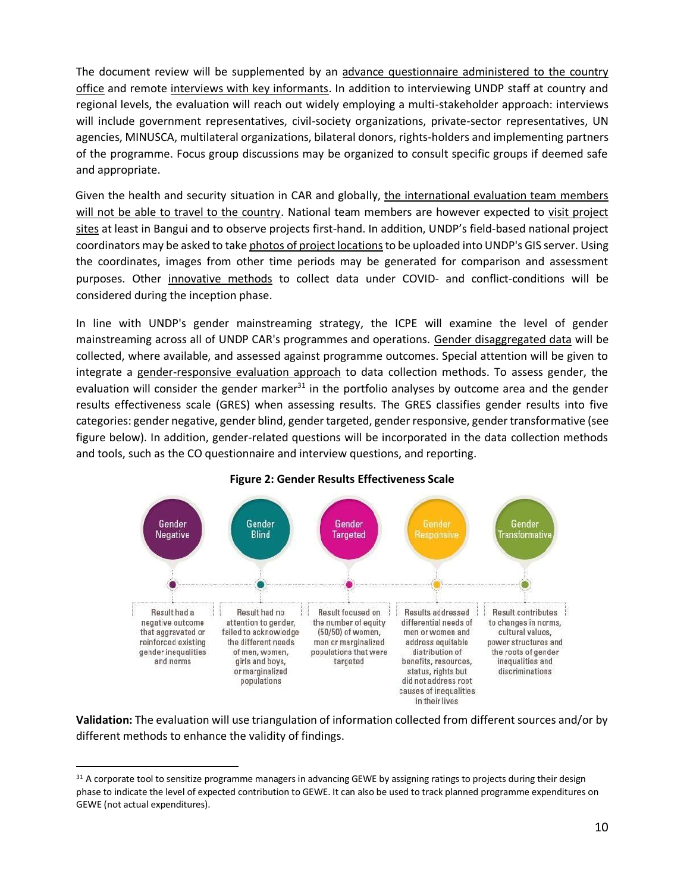The document review will be supplemented by an advance questionnaire administered to the country office and remote interviews with key informants. In addition to interviewing UNDP staff at country and regional levels, the evaluation will reach out widely employing a multi-stakeholder approach: interviews will include government representatives, civil-society organizations, private-sector representatives, UN agencies, MINUSCA, multilateral organizations, bilateral donors, rights-holders and implementing partners of the programme. Focus group discussions may be organized to consult specific groups if deemed safe and appropriate.

Given the health and security situation in CAR and globally, the international evaluation team members will not be able to travel to the country. National team members are however expected to visit project sites at least in Bangui and to observe projects first-hand. In addition, UNDP's field-based national project coordinators may be asked to take photos of project locations to be uploaded into UNDP's GIS server. Using the coordinates, images from other time periods may be generated for comparison and assessment purposes. Other innovative methods to collect data under COVID- and conflict-conditions will be considered during the inception phase.

In line with UNDP's gender mainstreaming strategy, the ICPE will examine the level of gender mainstreaming across all of UNDP CAR's programmes and operations. Gender disaggregated data will be collected, where available, and assessed against programme outcomes. Special attention will be given to integrate a gender-responsive evaluation approach to data collection methods. To assess gender, the evaluation will consider the gender marker[31] in the portfolio analyses by outcome area and the gender results effectiveness scale (GRES) when assessing results. The GRES classifies gender results into five categories: gender negative, gender blind, gender targeted, gender responsive, gender transformative (see figure below). In addition, gender-related questions will be incorporated in the data collection methods and tools, such as the CO questionnaire and interview questions, and reporting.

**Figure 2: Gender Results Effectiveness Scale**

| Gender Negative | Gender Blind | Gender Targeted | Gender Responsive | Gender Transformative |
|---|---|---|---|---|
| Result had a negative outcome that aggravated or reinforced existing gender inequalities and norms | Result had no attention to gender, failed to acknowledge the different needs of men, women, girls and boys, or marginalized populations | Result focused on the number of equity (50/50) of women, men or marginalized populations that were targeted | Results addressed differential needs of men or women and address equitable distribution of benefits, resources, status, rights but did not address root causes of inequalities in their lives | Result contributes to changes in norms, cultural values, power structures and the roots of gender inequalities and discriminations |

**Validation:** The evaluation will use triangulation of information collected from different sources and/or by different methods to enhance the validity of findings.

[31] A corporate tool to sensitize programme managers in advancing GEWE by assigning ratings to projects during their design phase to indicate the level of expected contribution to GEWE. It can also be used to track planned programme expenditures on GEWE (not actual expenditures).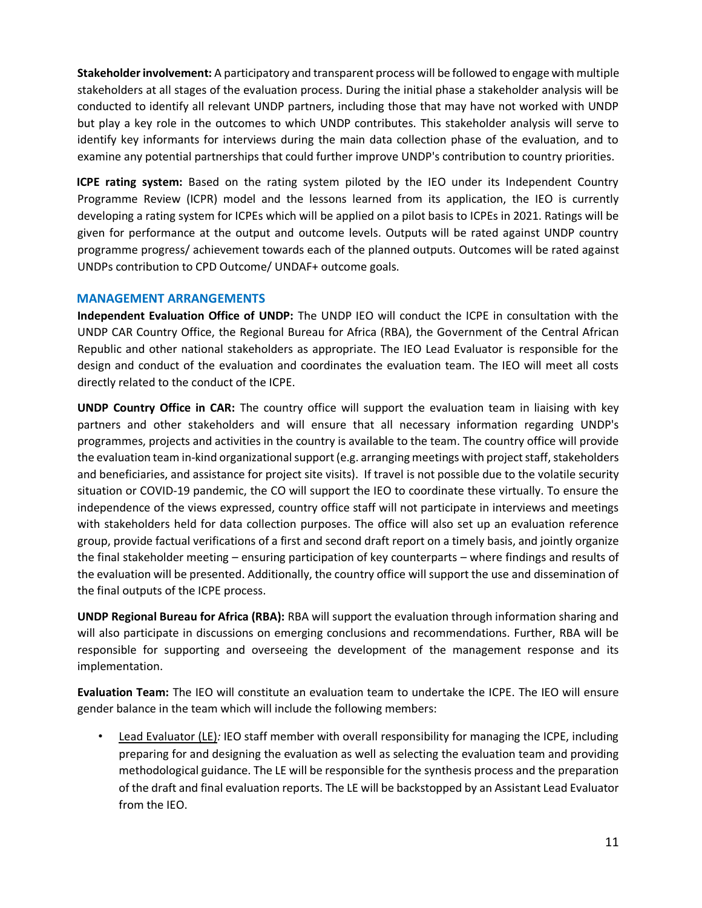**Stakeholder involvement:** A participatory and transparent process will be followed to engage with multiple stakeholders at all stages of the evaluation process. During the initial phase a stakeholder analysis will be conducted to identify all relevant UNDP partners, including those that may have not worked with UNDP but play a key role in the outcomes to which UNDP contributes. This stakeholder analysis will serve to identify key informants for interviews during the main data collection phase of the evaluation, and to examine any potential partnerships that could further improve UNDP's contribution to country priorities.

**ICPE rating system:** Based on the rating system piloted by the IEO under its Independent Country Programme Review (ICPR) model and the lessons learned from its application, the IEO is currently developing a rating system for ICPEs which will be applied on a pilot basis to ICPEs in 2021. Ratings will be given for performance at the output and outcome levels. Outputs will be rated against UNDP country programme progress/ achievement towards each of the planned outputs. Outcomes will be rated against UNDPs contribution to CPD Outcome/ UNDAF+ outcome goals.

## MANAGEMENT ARRANGEMENTS

**Independent Evaluation Office of UNDP:** The UNDP IEO will conduct the ICPE in consultation with the UNDP CAR Country Office, the Regional Bureau for Africa (RBA), the Government of the Central African Republic and other national stakeholders as appropriate. The IEO Lead Evaluator is responsible for the design and conduct of the evaluation and coordinates the evaluation team. The IEO will meet all costs directly related to the conduct of the ICPE.

**UNDP Country Office in CAR:** The country office will support the evaluation team in liaising with key partners and other stakeholders and will ensure that all necessary information regarding UNDP's programmes, projects and activities in the country is available to the team. The country office will provide the evaluation team in-kind organizational support (e.g. arranging meetings with project staff, stakeholders and beneficiaries, and assistance for project site visits). If travel is not possible due to the volatile security situation or COVID-19 pandemic, the CO will support the IEO to coordinate these virtually. To ensure the independence of the views expressed, country office staff will not participate in interviews and meetings with stakeholders held for data collection purposes. The office will also set up an evaluation reference group, provide factual verifications of a first and second draft report on a timely basis, and jointly organize the final stakeholder meeting – ensuring participation of key counterparts – where findings and results of the evaluation will be presented. Additionally, the country office will support the use and dissemination of the final outputs of the ICPE process.

**UNDP Regional Bureau for Africa (RBA):** RBA will support the evaluation through information sharing and will also participate in discussions on emerging conclusions and recommendations. Further, RBA will be responsible for supporting and overseeing the development of the management response and its implementation.

**Evaluation Team:** The IEO will constitute an evaluation team to undertake the ICPE. The IEO will ensure gender balance in the team which will include the following members:

- Lead Evaluator (LE)*:* IEO staff member with overall responsibility for managing the ICPE, including preparing for and designing the evaluation as well as selecting the evaluation team and providing methodological guidance. The LE will be responsible for the synthesis process and the preparation of the draft and final evaluation reports. The LE will be backstopped by an Assistant Lead Evaluator from the IEO.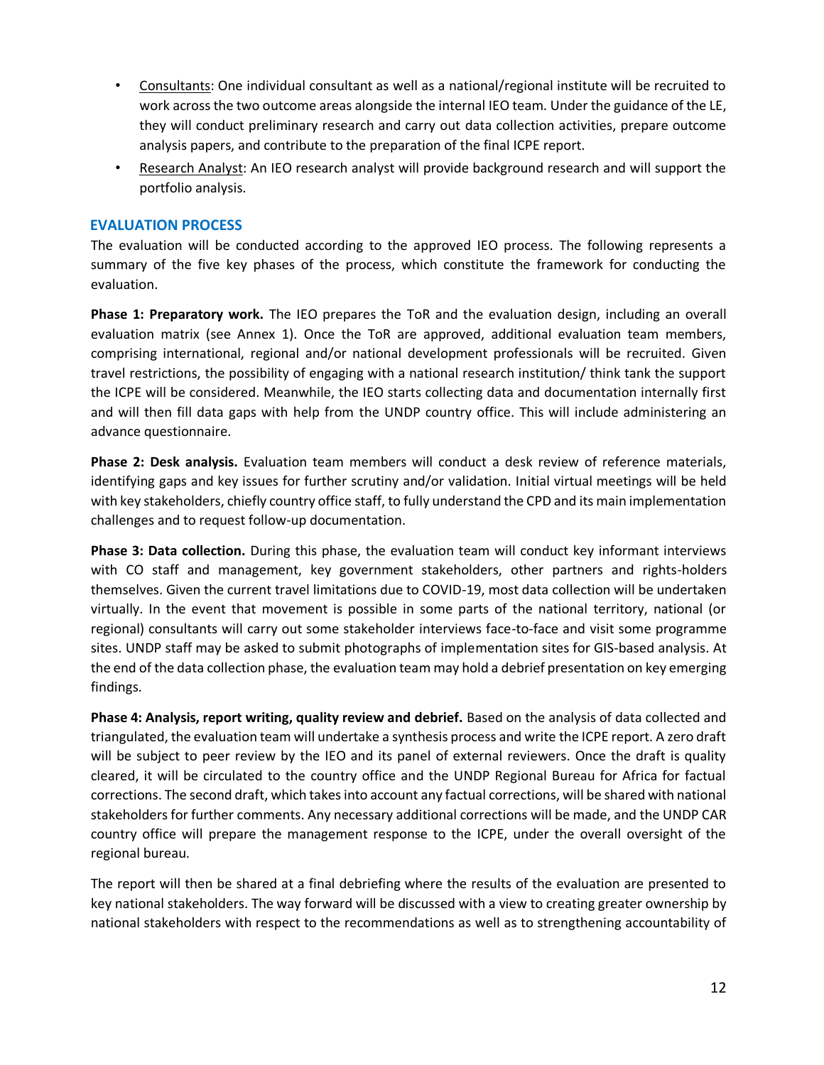- Consultants: One individual consultant as well as a national/regional institute will be recruited to work across the two outcome areas alongside the internal IEO team. Under the guidance of the LE, they will conduct preliminary research and carry out data collection activities, prepare outcome analysis papers, and contribute to the preparation of the final ICPE report.
- Research Analyst: An IEO research analyst will provide background research and will support the portfolio analysis.

## EVALUATION PROCESS

The evaluation will be conducted according to the approved IEO process. The following represents a summary of the five key phases of the process, which constitute the framework for conducting the evaluation.

**Phase 1: Preparatory work.** The IEO prepares the ToR and the evaluation design, including an overall evaluation matrix (see Annex 1). Once the ToR are approved, additional evaluation team members, comprising international, regional and/or national development professionals will be recruited. Given travel restrictions, the possibility of engaging with a national research institution/ think tank the support the ICPE will be considered. Meanwhile, the IEO starts collecting data and documentation internally first and will then fill data gaps with help from the UNDP country office. This will include administering an advance questionnaire.

**Phase 2: Desk analysis.** Evaluation team members will conduct a desk review of reference materials, identifying gaps and key issues for further scrutiny and/or validation. Initial virtual meetings will be held with key stakeholders, chiefly country office staff, to fully understand the CPD and its main implementation challenges and to request follow-up documentation.

**Phase 3: Data collection.** During this phase, the evaluation team will conduct key informant interviews with CO staff and management, key government stakeholders, other partners and rights-holders themselves. Given the current travel limitations due to COVID-19, most data collection will be undertaken virtually. In the event that movement is possible in some parts of the national territory, national (or regional) consultants will carry out some stakeholder interviews face-to-face and visit some programme sites. UNDP staff may be asked to submit photographs of implementation sites for GIS-based analysis. At the end of the data collection phase, the evaluation team may hold a debrief presentation on key emerging findings.

**Phase 4: Analysis, report writing, quality review and debrief.** Based on the analysis of data collected and triangulated, the evaluation team will undertake a synthesis process and write the ICPE report. A zero draft will be subject to peer review by the IEO and its panel of external reviewers. Once the draft is quality cleared, it will be circulated to the country office and the UNDP Regional Bureau for Africa for factual corrections. The second draft, which takes into account any factual corrections, will be shared with national stakeholders for further comments. Any necessary additional corrections will be made, and the UNDP CAR country office will prepare the management response to the ICPE, under the overall oversight of the regional bureau.

The report will then be shared at a final debriefing where the results of the evaluation are presented to key national stakeholders. The way forward will be discussed with a view to creating greater ownership by national stakeholders with respect to the recommendations as well as to strengthening accountability of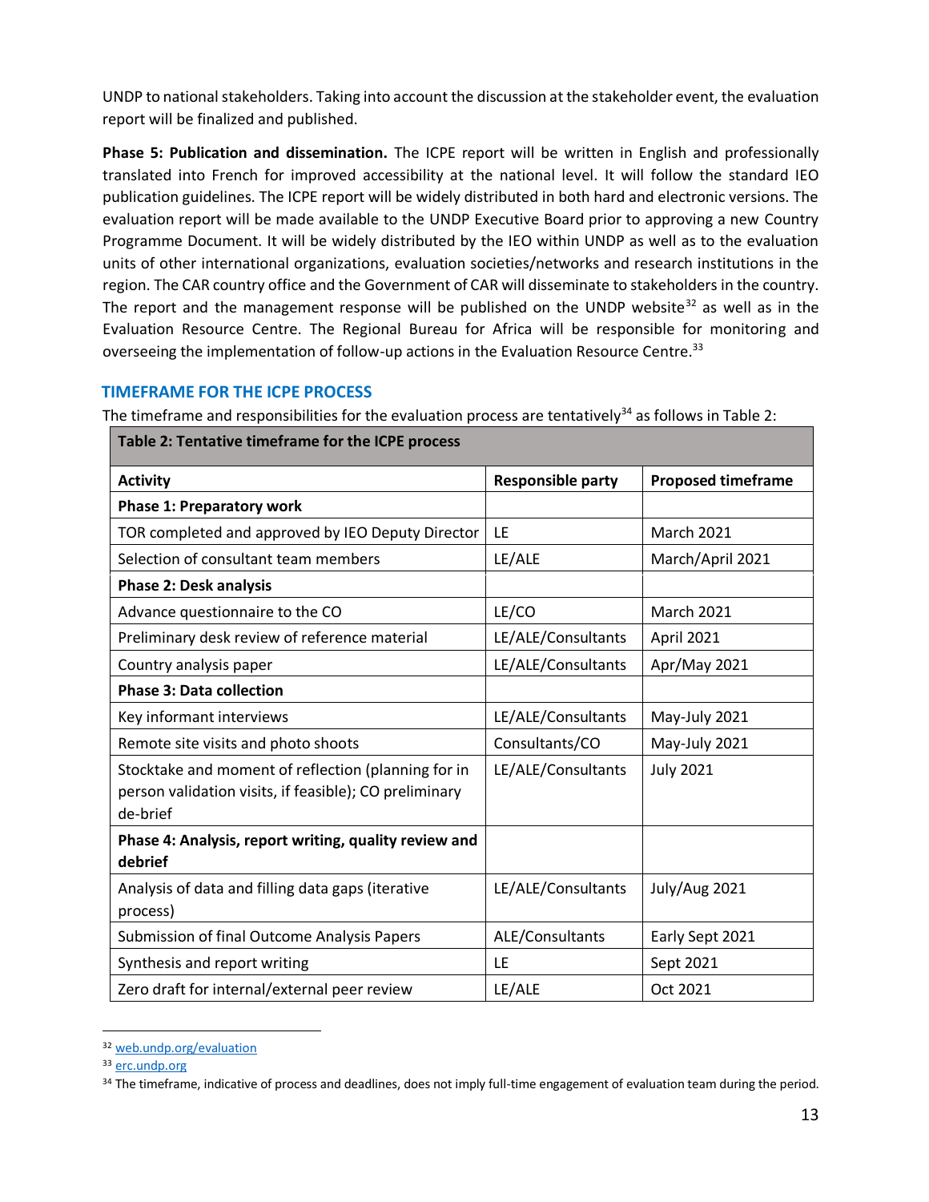UNDP to national stakeholders. Taking into account the discussion at the stakeholder event, the evaluation report will be finalized and published.

**Phase 5: Publication and dissemination.** The ICPE report will be written in English and professionally translated into French for improved accessibility at the national level. It will follow the standard IEO publication guidelines. The ICPE report will be widely distributed in both hard and electronic versions. The evaluation report will be made available to the UNDP Executive Board prior to approving a new Country Programme Document. It will be widely distributed by the IEO within UNDP as well as to the evaluation units of other international organizations, evaluation societies/networks and research institutions in the region. The CAR country office and the Government of CAR will disseminate to stakeholders in the country. The report and the management response will be published on the UNDP website[32] as well as in the Evaluation Resource Centre. The Regional Bureau for Africa will be responsible for monitoring and overseeing the implementation of follow-up actions in the Evaluation Resource Centre.[33]

### TIMEFRAME FOR THE ICPE PROCESS

The timeframe and responsibilities for the evaluation process are tentatively[34] as follows in Table 2:

**Table 2: Tentative timeframe for the ICPE process**

| Activity | Responsible party | Proposed timeframe |
|---|---|---|
| **Phase 1: Preparatory work** | | |
| TOR completed and approved by IEO Deputy Director | LE | March 2021 |
| Selection of consultant team members | LE/ALE | March/April 2021 |
| **Phase 2: Desk analysis** | | |
| Advance questionnaire to the CO | LE/CO | March 2021 |
| Preliminary desk review of reference material | LE/ALE/Consultants | April 2021 |
| Country analysis paper | LE/ALE/Consultants | Apr/May 2021 |
| **Phase 3: Data collection** | | |
| Key informant interviews | LE/ALE/Consultants | May-July 2021 |
| Remote site visits and photo shoots | Consultants/CO | May-July 2021 |
| Stocktake and moment of reflection (planning for in person validation visits, if feasible); CO preliminary de-brief | LE/ALE/Consultants | July 2021 |
| **Phase 4: Analysis, report writing, quality review and debrief** | | |
| Analysis of data and filling data gaps (iterative process) | LE/ALE/Consultants | July/Aug 2021 |
| Submission of final Outcome Analysis Papers | ALE/Consultants | Early Sept 2021 |
| Synthesis and report writing | LE | Sept 2021 |
| Zero draft for internal/external peer review | LE/ALE | Oct 2021 |

[32] web.undp.org/evaluation

[33] erc.undp.org

[34] The timeframe, indicative of process and deadlines, does not imply full-time engagement of evaluation team during the period.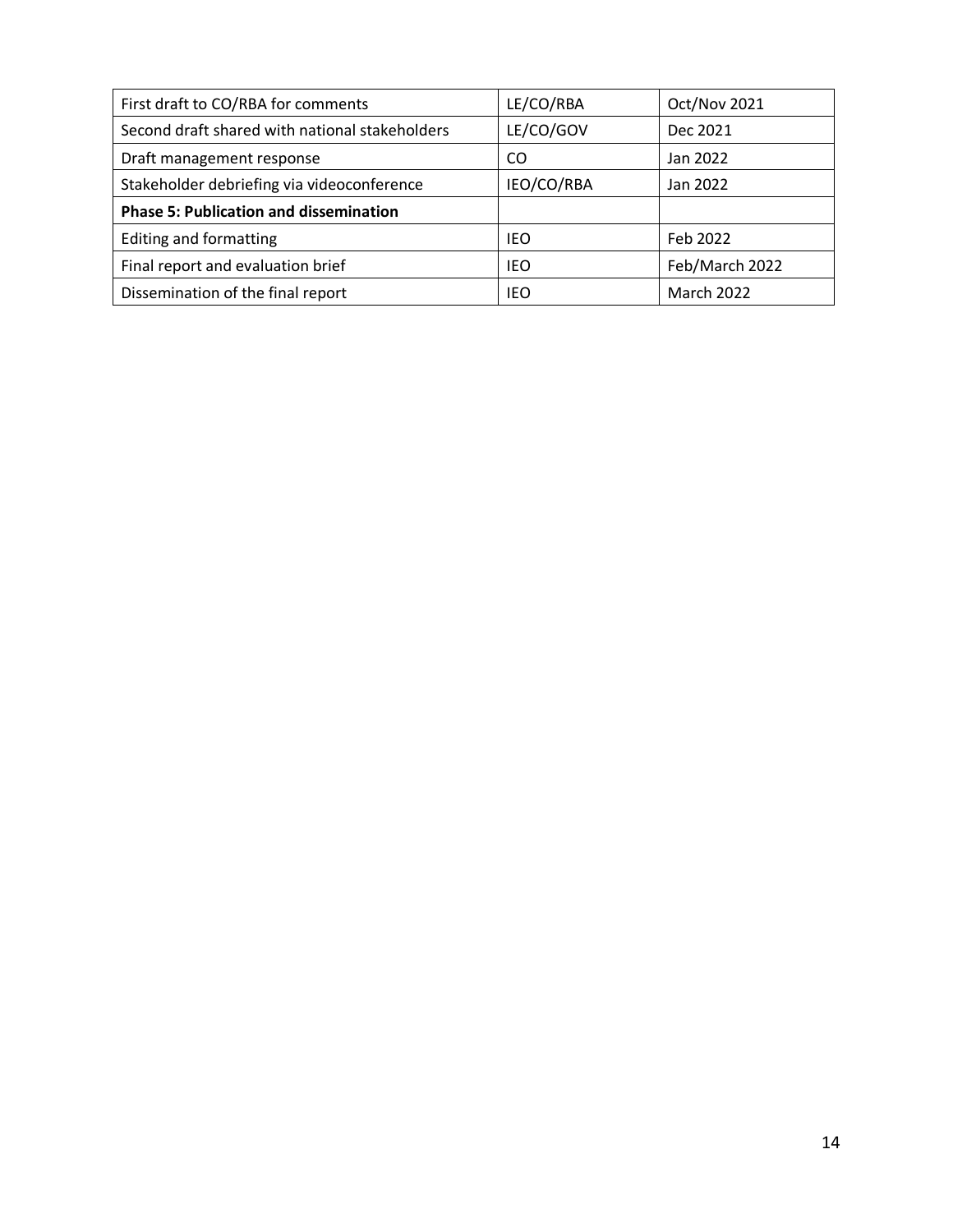| | | |
| --- | --- | --- |
| First draft to CO/RBA for comments | LE/CO/RBA | Oct/Nov 2021 |
| Second draft shared with national stakeholders | LE/CO/GOV | Dec 2021 |
| Draft management response | CO | Jan 2022 |
| Stakeholder debriefing via videoconference | IEO/CO/RBA | Jan 2022 |
| **Phase 5: Publication and dissemination** | | |
| Editing and formatting | IEO | Feb 2022 |
| Final report and evaluation brief | IEO | Feb/March 2022 |
| Dissemination of the final report | IEO | March 2022 |